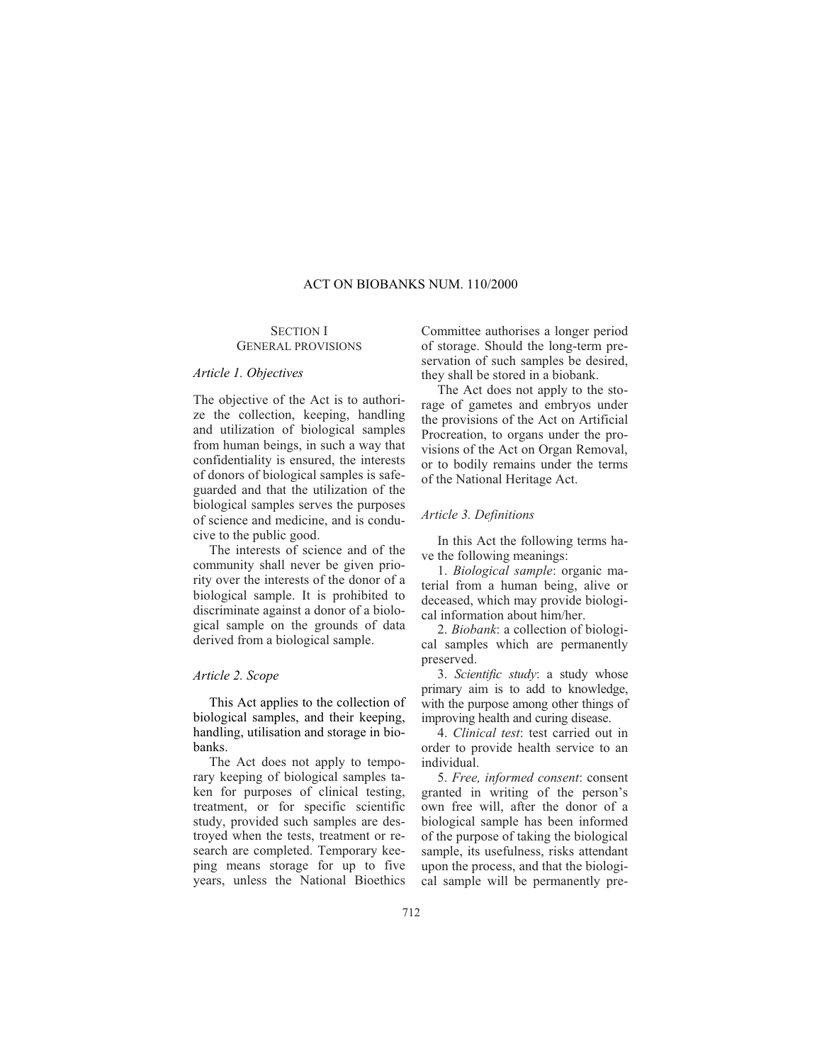# ACT ON BIOBANKS NUM. 110/2000

## SECTION I
## GENERAL PROVISIONS

### *Article 1. Objectives*

The objective of the Act is to authorize the collection, keeping, handling and utilization of biological samples from human beings, in such a way that confidentiality is ensured, the interests of donors of biological samples is safeguarded and that the utilization of the biological samples serves the purposes of science and medicine, and is conducive to the public good.

The interests of science and of the community shall never be given priority over the interests of the donor of a biological sample. It is prohibited to discriminate against a donor of a biological sample on the grounds of data derived from a biological sample.

### *Article 2. Scope*

This Act applies to the collection of biological samples, and their keeping, handling, utilisation and storage in biobanks.

The Act does not apply to temporary keeping of biological samples taken for purposes of clinical testing, treatment, or for specific scientific study, provided such samples are destroyed when the tests, treatment or research are completed. Temporary keeping means storage for up to five years, unless the National Bioethics Committee authorises a longer period of storage. Should the long-term preservation of such samples be desired, they shall be stored in a biobank.

The Act does not apply to the storage of gametes and embryos under the provisions of the Act on Artificial Procreation, to organs under the provisions of the Act on Organ Removal, or to bodily remains under the terms of the National Heritage Act.

### *Article 3. Definitions*

In this Act the following terms have the following meanings:

1. *Biological sample*: organic material from a human being, alive or deceased, which may provide biological information about him/her.
2. *Biobank*: a collection of biological samples which are permanently preserved.
3. *Scientific study*: a study whose primary aim is to add to knowledge, with the purpose among other things of improving health and curing disease.
4. *Clinical test*: test carried out in order to provide health service to an individual.
5. *Free, informed consent*: consent granted in writing of the person's own free will, after the donor of a biological sample has been informed of the purpose of taking the biological sample, its usefulness, risks attendant upon the process, and that the biological sample will be permanently pre-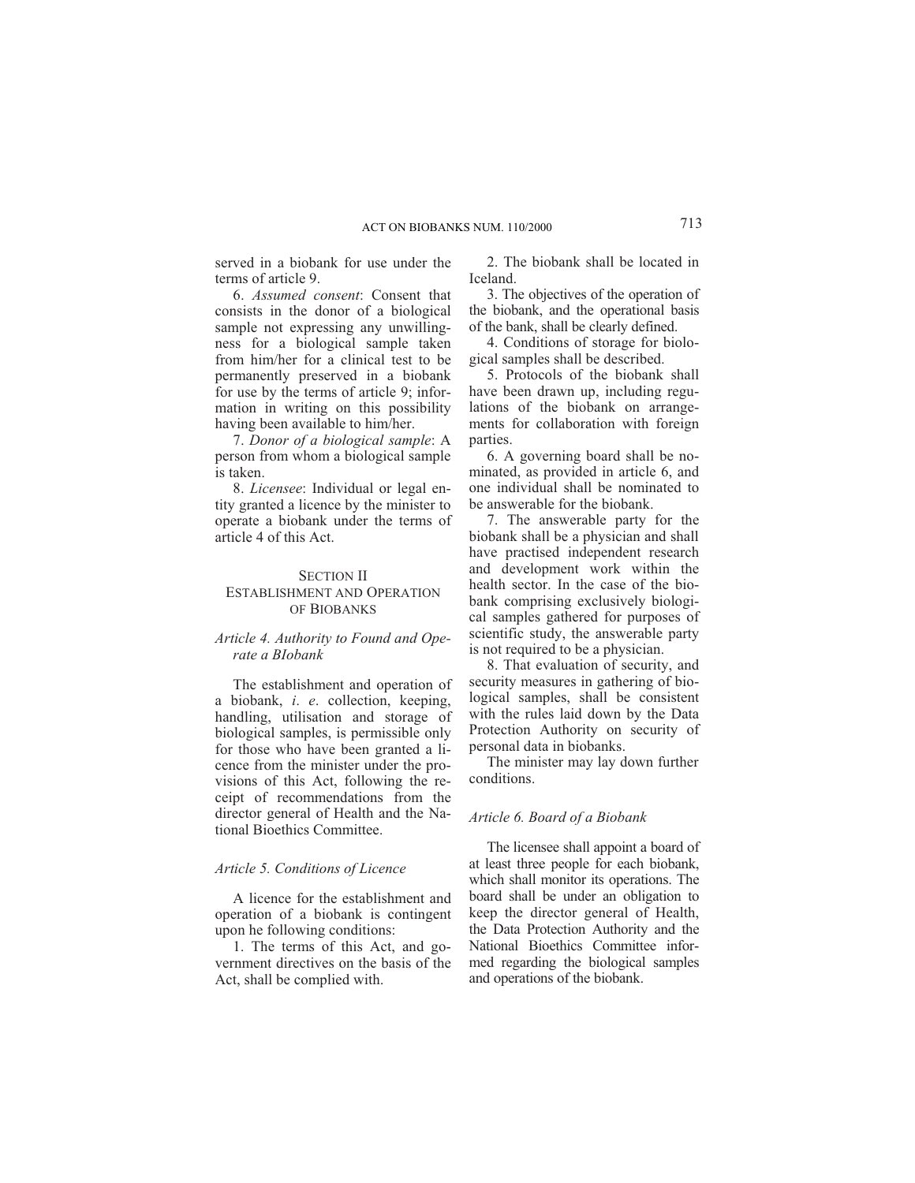served in a biobank for use under the terms of article 9.

6. *Assumed consent*: Consent that consists in the donor of a biological sample not expressing any unwillingness for a biological sample taken from him/her for a clinical test to be permanently preserved in a biobank for use by the terms of article 9; information in writing on this possibility having been available to him/her.

7. *Donor of a biological sample*: A person from whom a biological sample is taken.

8. *Licensee*: Individual or legal entity granted a licence by the minister to operate a biobank under the terms of article 4 of this Act.

## SECTION II
## ESTABLISHMENT AND OPERATION OF BIOBANKS

### *Article 4. Authority to Found and Operate a BIobank*

The establishment and operation of a biobank, *i. e*. collection, keeping, handling, utilisation and storage of biological samples, is permissible only for those who have been granted a licence from the minister under the provisions of this Act, following the receipt of recommendations from the director general of Health and the National Bioethics Committee.

### *Article 5. Conditions of Licence*

A licence for the establishment and operation of a biobank is contingent upon he following conditions:

1. The terms of this Act, and government directives on the basis of the Act, shall be complied with.

2. The biobank shall be located in Iceland.

3. The objectives of the operation of the biobank, and the operational basis of the bank, shall be clearly defined.

4. Conditions of storage for biological samples shall be described.

5. Protocols of the biobank shall have been drawn up, including regulations of the biobank on arrangements for collaboration with foreign parties.

6. A governing board shall be nominated, as provided in article 6, and one individual shall be nominated to be answerable for the biobank.

7. The answerable party for the biobank shall be a physician and shall have practised independent research and development work within the health sector. In the case of the biobank comprising exclusively biological samples gathered for purposes of scientific study, the answerable party is not required to be a physician.

8. That evaluation of security, and security measures in gathering of biological samples, shall be consistent with the rules laid down by the Data Protection Authority on security of personal data in biobanks.

The minister may lay down further conditions.

### *Article 6. Board of a Biobank*

The licensee shall appoint a board of at least three people for each biobank, which shall monitor its operations. The board shall be under an obligation to keep the director general of Health, the Data Protection Authority and the National Bioethics Committee informed regarding the biological samples and operations of the biobank.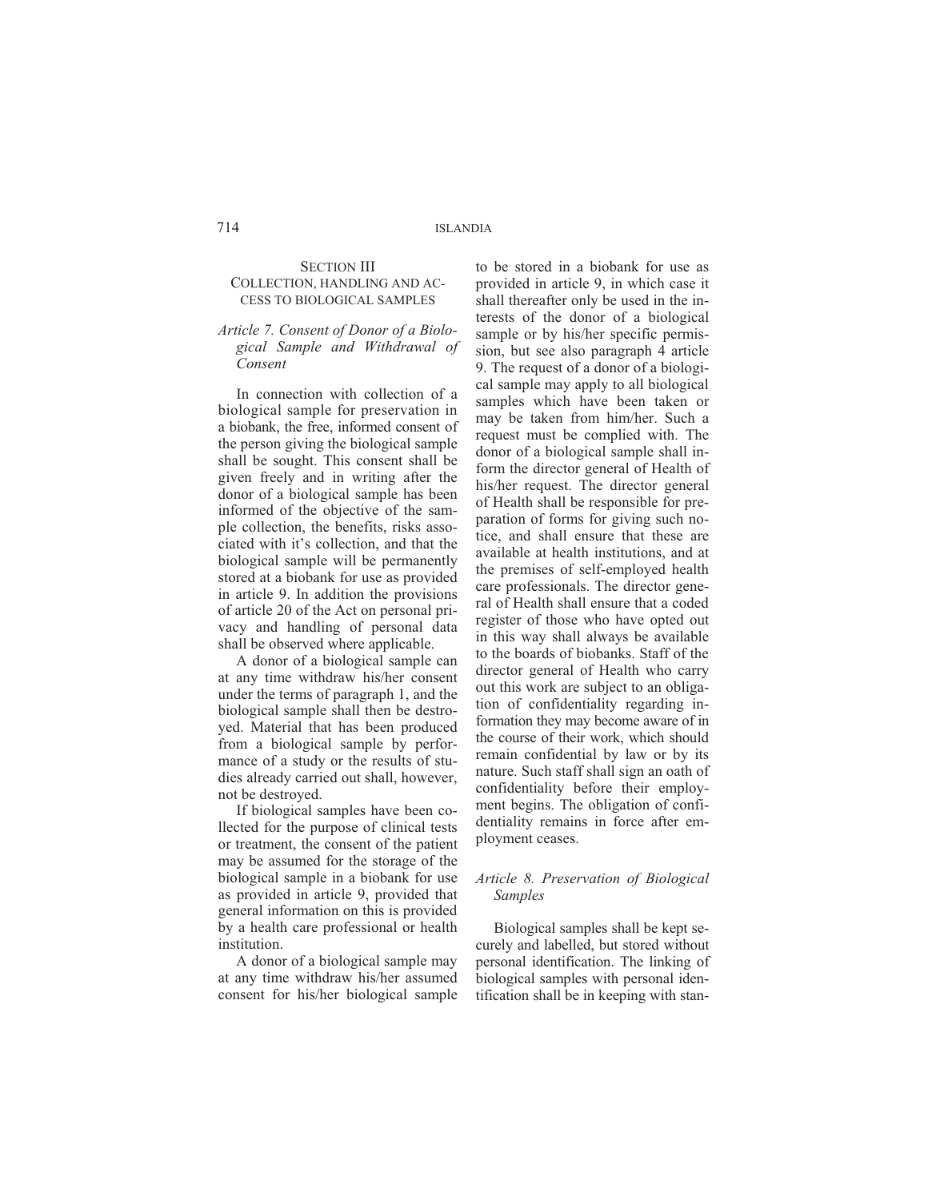## SECTION III
## COLLECTION, HANDLING AND ACCESS TO BIOLOGICAL SAMPLES

### *Article 7. Consent of Donor of a Biological Sample and Withdrawal of Consent*

In connection with collection of a biological sample for preservation in a biobank, the free, informed consent of the person giving the biological sample shall be sought. This consent shall be given freely and in writing after the donor of a biological sample has been informed of the objective of the sample collection, the benefits, risks associated with it's collection, and that the biological sample will be permanently stored at a biobank for use as provided in article 9. In addition the provisions of article 20 of the Act on personal privacy and handling of personal data shall be observed where applicable.

A donor of a biological sample can at any time withdraw his/her consent under the terms of paragraph 1, and the biological sample shall then be destroyed. Material that has been produced from a biological sample by performance of a study or the results of studies already carried out shall, however, not be destroyed.

If biological samples have been collected for the purpose of clinical tests or treatment, the consent of the patient may be assumed for the storage of the biological sample in a biobank for use as provided in article 9, provided that general information on this is provided by a health care professional or health institution.

A donor of a biological sample may at any time withdraw his/her assumed consent for his/her biological sample to be stored in a biobank for use as provided in article 9, in which case it shall thereafter only be used in the interests of the donor of a biological sample or by his/her specific permission, but see also paragraph 4 article 9. The request of a donor of a biological sample may apply to all biological samples which have been taken or may be taken from him/her. Such a request must be complied with. The donor of a biological sample shall inform the director general of Health of his/her request. The director general of Health shall be responsible for preparation of forms for giving such notice, and shall ensure that these are available at health institutions, and at the premises of self-employed health care professionals. The director general of Health shall ensure that a coded register of those who have opted out in this way shall always be available to the boards of biobanks. Staff of the director general of Health who carry out this work are subject to an obligation of confidentiality regarding information they may become aware of in the course of their work, which should remain confidential by law or by its nature. Such staff shall sign an oath of confidentiality before their employment begins. The obligation of confidentiality remains in force after employment ceases.

### *Article 8. Preservation of Biological Samples*

Biological samples shall be kept securely and labelled, but stored without personal identification. The linking of biological samples with personal identification shall be in keeping with stan-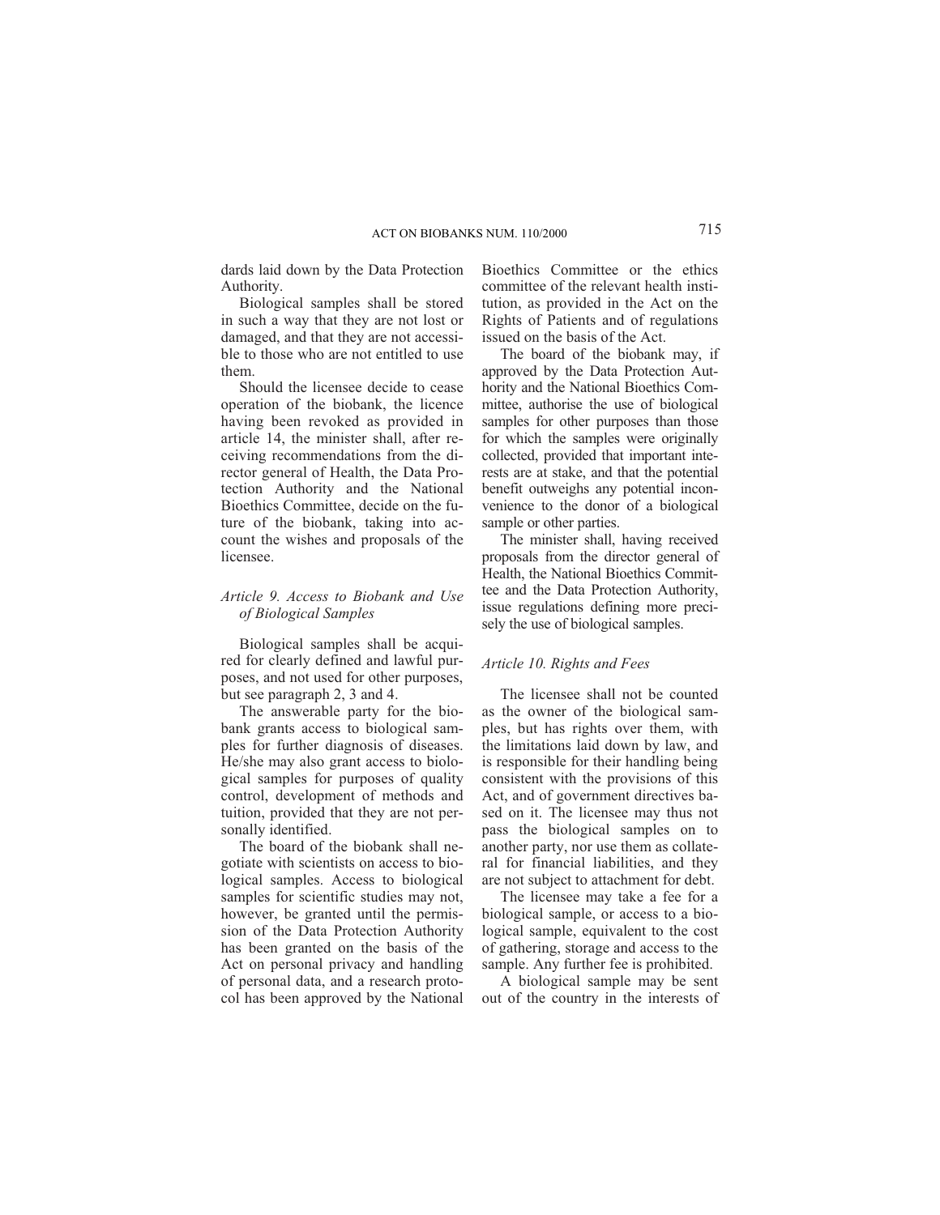dards laid down by the Data Protection Authority.

Biological samples shall be stored in such a way that they are not lost or damaged, and that they are not accessible to those who are not entitled to use them.

Should the licensee decide to cease operation of the biobank, the licence having been revoked as provided in article 14, the minister shall, after receiving recommendations from the director general of Health, the Data Protection Authority and the National Bioethics Committee, decide on the future of the biobank, taking into account the wishes and proposals of the licensee.

### *Article 9. Access to Biobank and Use of Biological Samples*

Biological samples shall be acquired for clearly defined and lawful purposes, and not used for other purposes, but see paragraph 2, 3 and 4.

The answerable party for the biobank grants access to biological samples for further diagnosis of diseases. He/she may also grant access to biological samples for purposes of quality control, development of methods and tuition, provided that they are not personally identified.

The board of the biobank shall negotiate with scientists on access to biological samples. Access to biological samples for scientific studies may not, however, be granted until the permission of the Data Protection Authority has been granted on the basis of the Act on personal privacy and handling of personal data, and a research protocol has been approved by the National Bioethics Committee or the ethics committee of the relevant health institution, as provided in the Act on the Rights of Patients and of regulations issued on the basis of the Act.

The board of the biobank may, if approved by the Data Protection Authority and the National Bioethics Committee, authorise the use of biological samples for other purposes than those for which the samples were originally collected, provided that important interests are at stake, and that the potential benefit outweighs any potential inconvenience to the donor of a biological sample or other parties.

The minister shall, having received proposals from the director general of Health, the National Bioethics Committee and the Data Protection Authority, issue regulations defining more precisely the use of biological samples.

### *Article 10. Rights and Fees*

The licensee shall not be counted as the owner of the biological samples, but has rights over them, with the limitations laid down by law, and is responsible for their handling being consistent with the provisions of this Act, and of government directives based on it. The licensee may thus not pass the biological samples on to another party, nor use them as collateral for financial liabilities, and they are not subject to attachment for debt.

The licensee may take a fee for a biological sample, or access to a biological sample, equivalent to the cost of gathering, storage and access to the sample. Any further fee is prohibited.

A biological sample may be sent out of the country in the interests of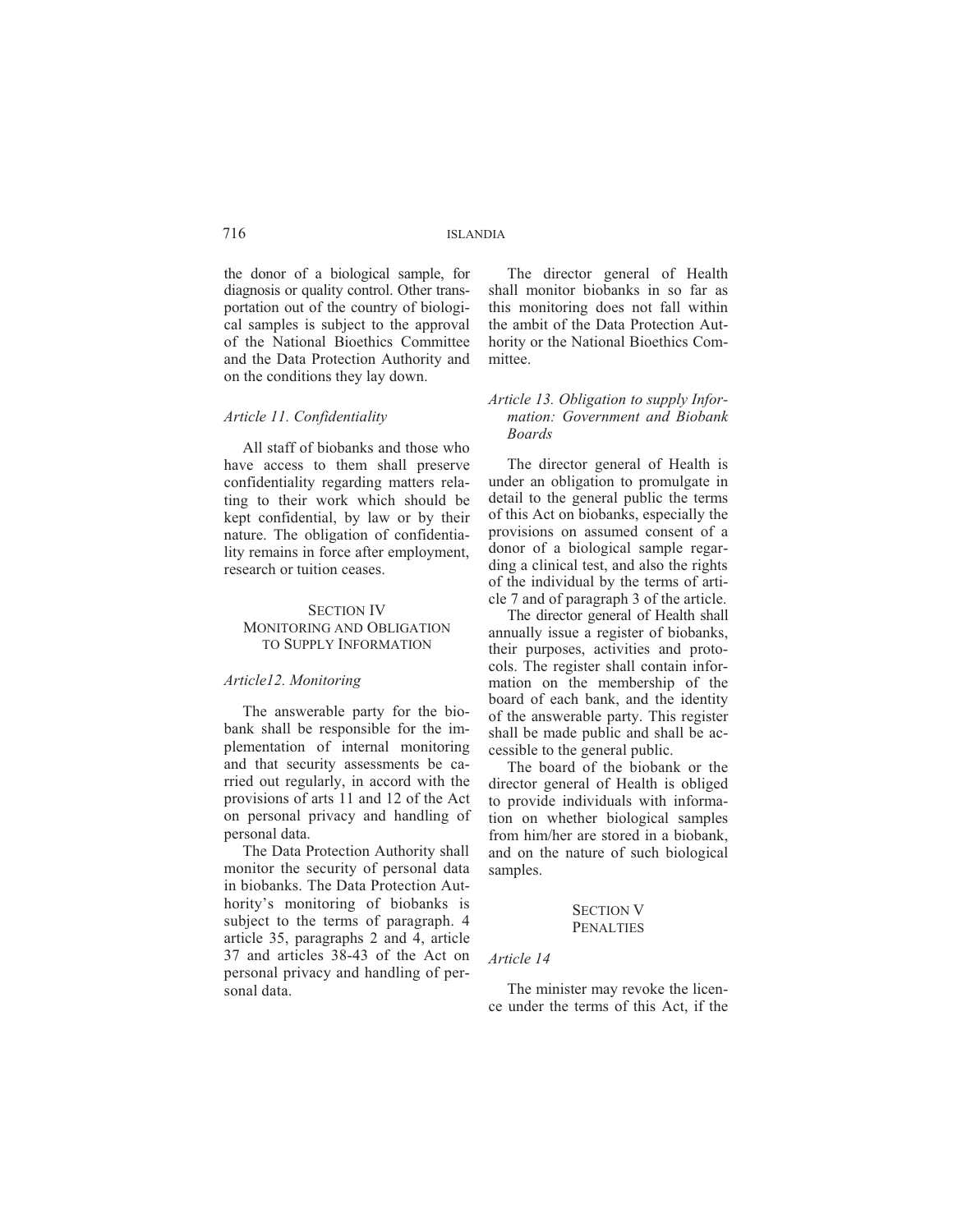the donor of a biological sample, for diagnosis or quality control. Other transportation out of the country of biological samples is subject to the approval of the National Bioethics Committee and the Data Protection Authority and on the conditions they lay down.

*Article 11. Confidentiality*

All staff of biobanks and those who have access to them shall preserve confidentiality regarding matters relating to their work which should be kept confidential, by law or by their nature. The obligation of confidentiality remains in force after employment, research or tuition ceases.

## SECTION IV
## MONITORING AND OBLIGATION TO SUPPLY INFORMATION

*Article12. Monitoring*

The answerable party for the biobank shall be responsible for the implementation of internal monitoring and that security assessments be carried out regularly, in accord with the provisions of arts 11 and 12 of the Act on personal privacy and handling of personal data.

The Data Protection Authority shall monitor the security of personal data in biobanks. The Data Protection Authority's monitoring of biobanks is subject to the terms of paragraph. 4 article 35, paragraphs 2 and 4, article 37 and articles 38-43 of the Act on personal privacy and handling of personal data.

The director general of Health shall monitor biobanks in so far as this monitoring does not fall within the ambit of the Data Protection Authority or the National Bioethics Committee.

*Article 13. Obligation to supply Information: Government and Biobank Boards*

The director general of Health is under an obligation to promulgate in detail to the general public the terms of this Act on biobanks, especially the provisions on assumed consent of a donor of a biological sample regarding a clinical test, and also the rights of the individual by the terms of article 7 and of paragraph 3 of the article.

The director general of Health shall annually issue a register of biobanks, their purposes, activities and protocols. The register shall contain information on the membership of the board of each bank, and the identity of the answerable party. This register shall be made public and shall be accessible to the general public.

The board of the biobank or the director general of Health is obliged to provide individuals with information on whether biological samples from him/her are stored in a biobank, and on the nature of such biological samples.

## SECTION V
## PENALTIES

*Article 14*

The minister may revoke the licence under the terms of this Act, if the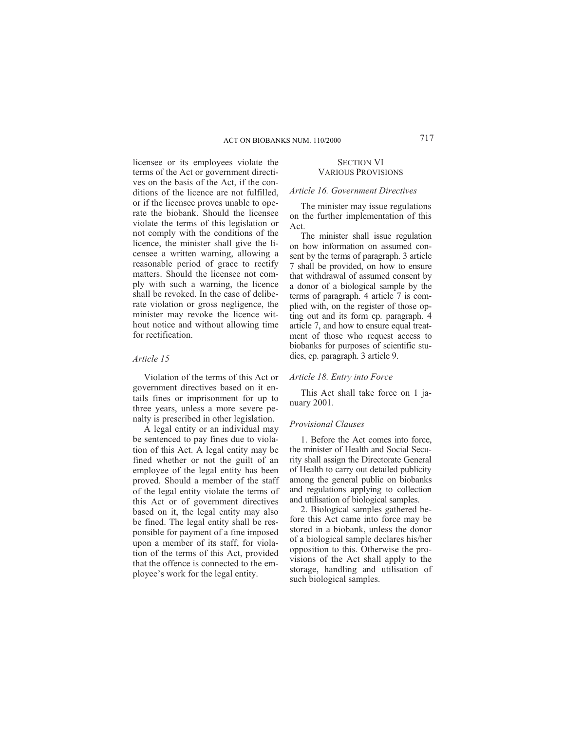licensee or its employees violate the terms of the Act or government directives on the basis of the Act, if the conditions of the licence are not fulfilled, or if the licensee proves unable to operate the biobank. Should the licensee violate the terms of this legislation or not comply with the conditions of the licence, the minister shall give the licensee a written warning, allowing a reasonable period of grace to rectify matters. Should the licensee not comply with such a warning, the licence shall be revoked. In the case of deliberate violation or gross negligence, the minister may revoke the licence without notice and without allowing time for rectification.

*Article 15*

Violation of the terms of this Act or government directives based on it entails fines or imprisonment for up to three years, unless a more severe penalty is prescribed in other legislation.

A legal entity or an individual may be sentenced to pay fines due to violation of this Act. A legal entity may be fined whether or not the guilt of an employee of the legal entity has been proved. Should a member of the staff of the legal entity violate the terms of this Act or of government directives based on it, the legal entity may also be fined. The legal entity shall be responsible for payment of a fine imposed upon a member of its staff, for violation of the terms of this Act, provided that the offence is connected to the employee's work for the legal entity.

## SECTION VI
## VARIOUS PROVISIONS

*Article 16. Government Directives*

The minister may issue regulations on the further implementation of this Act.

The minister shall issue regulation on how information on assumed consent by the terms of paragraph. 3 article 7 shall be provided, on how to ensure that withdrawal of assumed consent by a donor of a biological sample by the terms of paragraph. 4 article 7 is complied with, on the register of those opting out and its form cp. paragraph. 4 article 7, and how to ensure equal treatment of those who request access to biobanks for purposes of scientific studies, cp. paragraph. 3 article 9.

*Article 18. Entry into Force*

This Act shall take force on 1 january 2001.

*Provisional Clauses*

1. Before the Act comes into force, the minister of Health and Social Security shall assign the Directorate General of Health to carry out detailed publicity among the general public on biobanks and regulations applying to collection and utilisation of biological samples.

2. Biological samples gathered before this Act came into force may be stored in a biobank, unless the donor of a biological sample declares his/her opposition to this. Otherwise the provisions of the Act shall apply to the storage, handling and utilisation of such biological samples.